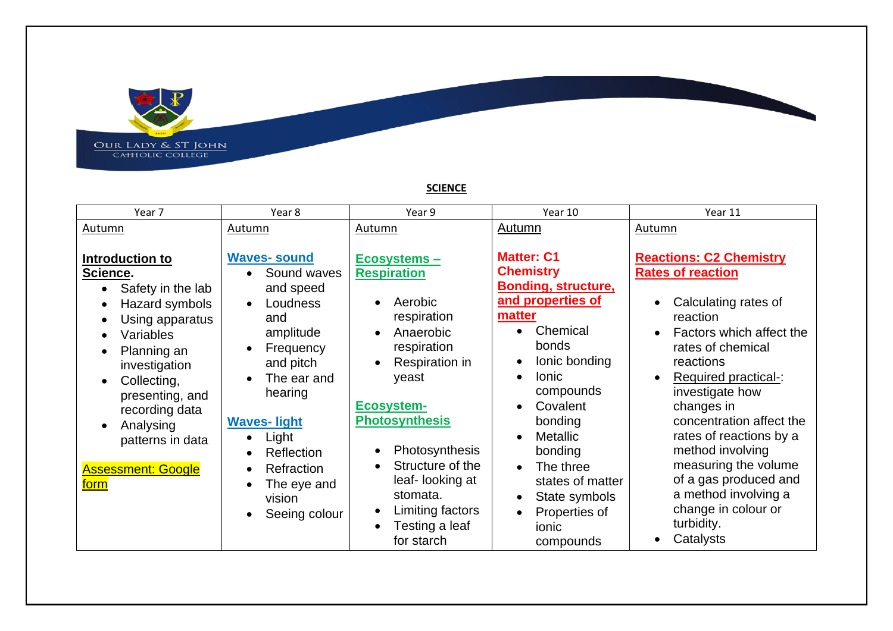OUR LADY & ST JOHN CATHOLIC COLLEGE

**SCIENCE**

| Year 7 | Year 8 | Year 9 | Year 10 | Year 11 |
|---|---|---|---|---|
| Autumn<br><br>**Introduction to Science.**<br>• Safety in the lab<br>• Hazard symbols<br>• Using apparatus<br>• Variables<br>• Planning an investigation<br>• Collecting, presenting, and recording data<br>• Analysing patterns in data<br><br>Assessment: Google form | Autumn<br><br>**Waves- sound**<br>• Sound waves and speed<br>• Loudness and amplitude<br>• Frequency and pitch<br>• The ear and hearing<br><br>**Waves- light**<br>• Light<br>• Reflection<br>• Refraction<br>• The eye and vision<br>• Seeing colour | Autumn<br><br>**Ecosystems – Respiration**<br>• Aerobic respiration<br>• Anaerobic respiration<br>• Respiration in yeast<br><br>**Ecosystem- Photosynthesis**<br>• Photosynthesis<br>• Structure of the leaf- looking at stomata.<br>• Limiting factors<br>• Testing a leaf for starch | Autumn<br><br>**Matter: C1 Chemistry**<br>**Bonding, structure, and properties of matter**<br>• Chemical bonds<br>• Ionic bonding<br>• Ionic compounds<br>• Covalent bonding<br>• Metallic bonding<br>• The three states of matter<br>• State symbols<br>• Properties of ionic compounds | Autumn<br><br>**Reactions: C2 Chemistry Rates of reaction**<br>• Calculating rates of reaction<br>• Factors which affect the rates of chemical reactions<br>• Required practical-: investigate how changes in concentration affect the rates of reactions by a method involving measuring the volume of a gas produced and a method involving a change in colour or turbidity.<br>• Catalysts |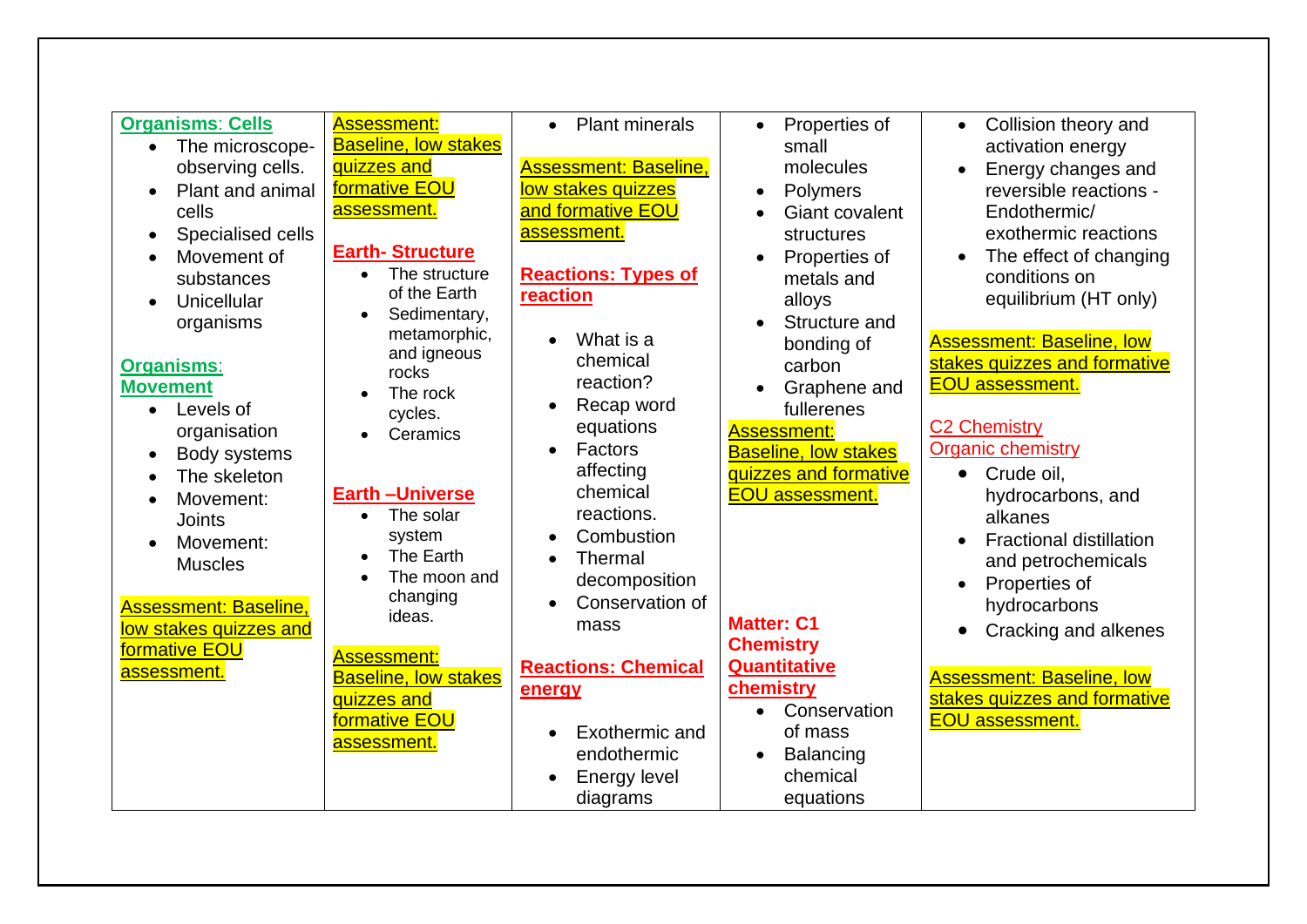| | | | | |
|---|---|---|---|---|
| **Organisms: Cells**<br>• The microscope-observing cells.<br>• Plant and animal cells<br>• Specialised cells<br>• Movement of substances<br>• Unicellular organisms<br><br>**Organisms: Movement**<br>• Levels of organisation<br>• Body systems<br>• The skeleton<br>• Movement: Joints<br>• Movement: Muscles<br><br>Assessment: Baseline, low stakes quizzes and formative EOU assessment. | Assessment: Baseline, low stakes quizzes and formative EOU assessment.<br><br>**Earth- Structure**<br>• The structure of the Earth<br>• Sedimentary, metamorphic, and igneous rocks<br>• The rock cycles.<br>• Ceramics<br><br>**Earth –Universe**<br>• The solar system<br>• The Earth<br>• The moon and changing ideas.<br><br>Assessment: Baseline, low stakes quizzes and formative EOU assessment. | • Plant minerals<br><br>Assessment: Baseline, low stakes quizzes and formative EOU assessment.<br><br>**Reactions: Types of reaction**<br>• What is a chemical reaction?<br>• Recap word equations<br>• Factors affecting chemical reactions.<br>• Combustion<br>• Thermal decomposition<br>• Conservation of mass<br><br>**Reactions: Chemical energy**<br>• Exothermic and endothermic<br>• Energy level diagrams | • Properties of small molecules<br>• Polymers<br>• Giant covalent structures<br>• Properties of metals and alloys<br>• Structure and bonding of carbon<br>• Graphene and fullerenes<br><br>Assessment: Baseline, low stakes quizzes and formative EOU assessment.<br><br>**Matter: C1 Chemistry Quantitative chemistry**<br>• Conservation of mass<br>• Balancing chemical equations | • Collision theory and activation energy<br>• Energy changes and reversible reactions - Endothermic/ exothermic reactions<br>• The effect of changing conditions on equilibrium (HT only)<br><br>Assessment: Baseline, low stakes quizzes and formative EOU assessment.<br><br>C2 Chemistry Organic chemistry<br>• Crude oil, hydrocarbons, and alkanes<br>• Fractional distillation and petrochemicals<br>• Properties of hydrocarbons<br>• Cracking and alkenes<br><br>Assessment: Baseline, low stakes quizzes and formative EOU assessment. |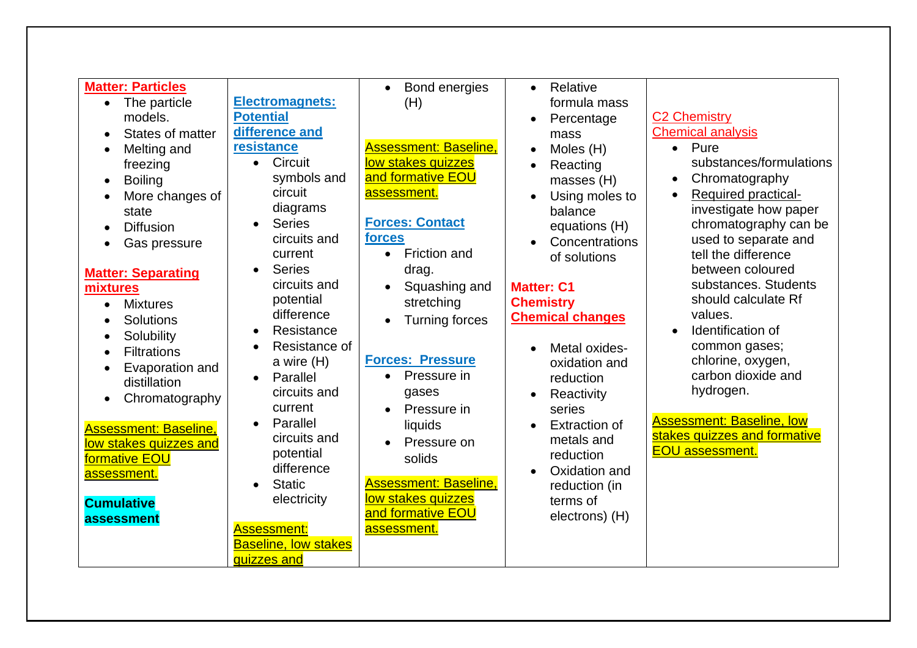| | | | | |
|---|---|---|---|---|
| **Matter: Particles**<br>• The particle models.<br>• States of matter<br>• Melting and freezing<br>• Boiling<br>• More changes of state<br>• Diffusion<br>• Gas pressure<br><br>**Matter: Separating mixtures**<br>• Mixtures<br>• Solutions<br>• Solubility<br>• Filtrations<br>• Evaporation and distillation<br>• Chromatography<br><br>Assessment: Baseline, low stakes quizzes and formative EOU assessment.<br><br>**Cumulative assessment** | **Electromagnets: Potential difference and resistance**<br>• Circuit symbols and circuit diagrams<br>• Series circuits and current<br>• Series circuits and potential difference<br>• Resistance<br>• Resistance of a wire (H)<br>• Parallel circuits and current<br>• Parallel circuits and potential difference<br>• Static electricity<br><br>Assessment: Baseline, low stakes quizzes and | • Bond energies (H)<br><br>Assessment: Baseline, low stakes quizzes and formative EOU assessment.<br><br>**Forces: Contact forces**<br>• Friction and drag.<br>• Squashing and stretching<br>• Turning forces<br><br>**Forces: Pressure**<br>• Pressure in gases<br>• Pressure in liquids<br>• Pressure on solids<br><br>Assessment: Baseline, low stakes quizzes and formative EOU assessment. | • Relative formula mass<br>• Percentage mass<br>• Moles (H)<br>• Reacting masses (H)<br>• Using moles to balance equations (H)<br>• Concentrations of solutions<br><br>**Matter: C1 Chemistry Chemical changes**<br><br>• Metal oxides- oxidation and reduction<br>• Reactivity series<br>• Extraction of metals and reduction<br>• Oxidation and reduction (in terms of electrons) (H) | C2 Chemistry Chemical analysis<br>• Pure substances/formulations<br>• Chromatography<br>• Required practical- investigate how paper chromatography can be used to separate and tell the difference between coloured substances. Students should calculate Rf values.<br>• Identification of common gases; chlorine, oxygen, carbon dioxide and hydrogen.<br><br>Assessment: Baseline, low stakes quizzes and formative EOU assessment. |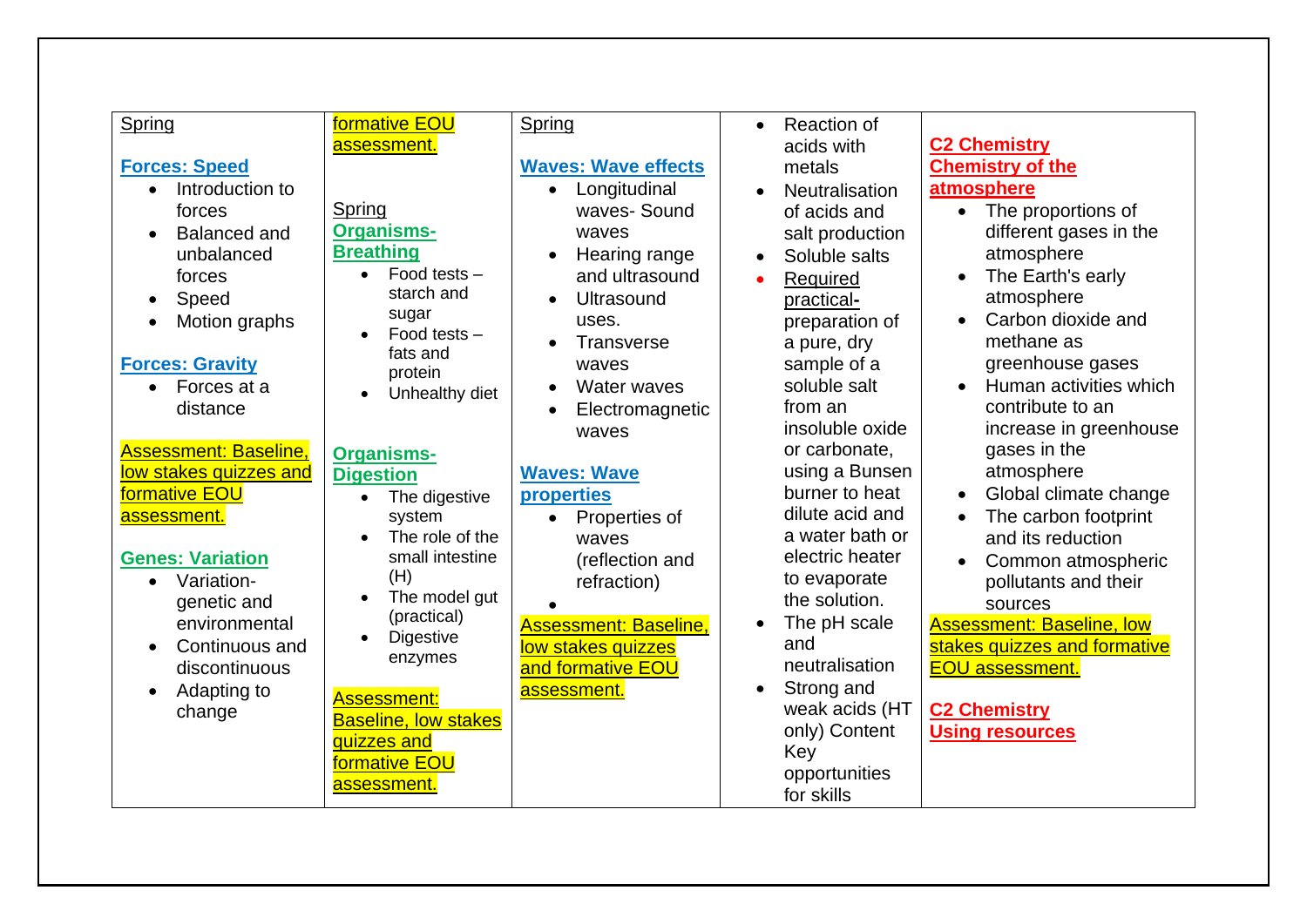| Spring<br><br>**Forces: Speed**<br>• Introduction to forces<br>• Balanced and unbalanced forces<br>• Speed<br>• Motion graphs<br><br>**Forces: Gravity**<br>• Forces at a distance<br><br>Assessment: Baseline, low stakes quizzes and formative EOU assessment.<br><br>**Genes: Variation**<br>• Variation- genetic and environmental<br>• Continuous and discontinuous<br>• Adapting to change | formative EOU assessment.<br><br>Spring<br>**Organisms- Breathing**<br>• Food tests – starch and sugar<br>• Food tests – fats and protein<br>• Unhealthy diet<br><br>**Organisms- Digestion**<br>• The digestive system<br>• The role of the small intestine (H)<br>• The model gut (practical)<br>• Digestive enzymes<br><br>Assessment: Baseline, low stakes quizzes and formative EOU assessment. | Spring<br><br>**Waves: Wave effects**<br>• Longitudinal waves- Sound waves<br>• Hearing range and ultrasound<br>• Ultrasound uses.<br>• Transverse waves<br>• Water waves<br>• Electromagnetic waves<br><br>**Waves: Wave properties**<br>• Properties of waves (reflection and refraction)<br>•<br>Assessment: Baseline, low stakes quizzes and formative EOU assessment. | • Reaction of acids with metals<br>• Neutralisation of acids and salt production<br>• Soluble salts<br>• Required practical- preparation of a pure, dry sample of a soluble salt from an insoluble oxide or carbonate, using a Bunsen burner to heat dilute acid and a water bath or electric heater to evaporate the solution.<br>• The pH scale and neutralisation<br>• Strong and weak acids (HT only) Content Key opportunities for skills | **C2 Chemistry Chemistry of the atmosphere**<br>• The proportions of different gases in the atmosphere<br>• The Earth's early atmosphere<br>• Carbon dioxide and methane as greenhouse gases<br>• Human activities which contribute to an increase in greenhouse gases in the atmosphere<br>• Global climate change<br>• The carbon footprint and its reduction<br>• Common atmospheric pollutants and their sources<br>Assessment: Baseline, low stakes quizzes and formative EOU assessment.<br><br>**C2 Chemistry Using resources** |
|---|---|---|---|---|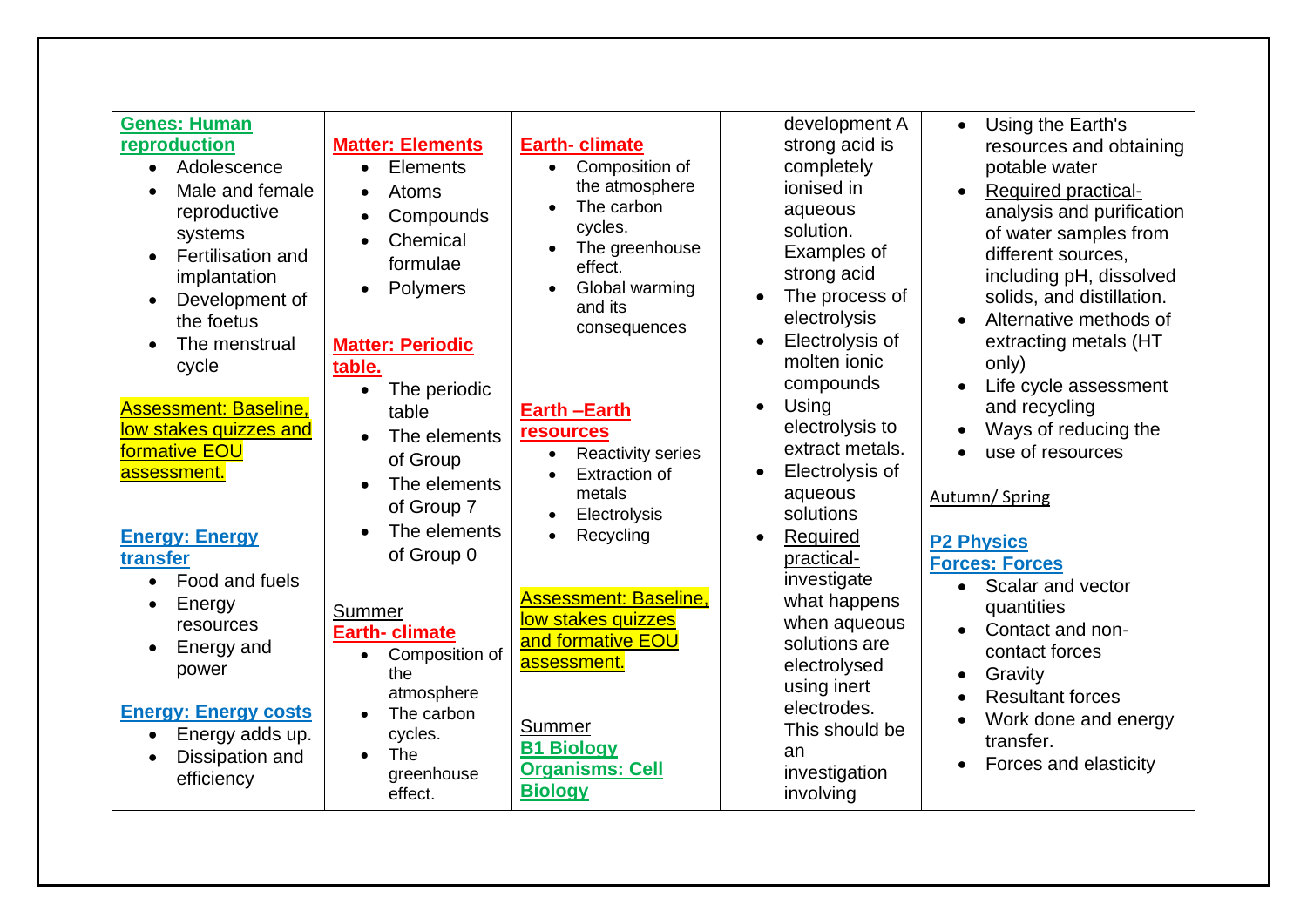| | | | | |
|---|---|---|---|---|
| **Genes: Human reproduction**<br>• Adolescence<br>• Male and female reproductive systems<br>• Fertilisation and implantation<br>• Development of the foetus<br>• The menstrual cycle<br><br>Assessment: Baseline, low stakes quizzes and formative EOU assessment.<br><br>**Energy: Energy transfer**<br>• Food and fuels<br>• Energy resources<br>• Energy and power<br><br>**Energy: Energy costs**<br>• Energy adds up.<br>• Dissipation and efficiency | **Matter: Elements**<br>• Elements<br>• Atoms<br>• Compounds<br>• Chemical formulae<br>• Polymers<br><br>**Matter: Periodic table.**<br>• The periodic table<br>• The elements of Group<br>• The elements of Group 7<br>• The elements of Group 0<br><br>Summer<br>**Earth- climate**<br>• Composition of the atmosphere<br>• The carbon cycles.<br>• The greenhouse effect. | **Earth- climate**<br>• Composition of the atmosphere<br>• The carbon cycles.<br>• The greenhouse effect.<br>• Global warming and its consequences<br><br>**Earth –Earth resources**<br>• Reactivity series<br>• Extraction of metals<br>• Electrolysis<br>• Recycling<br><br>Assessment: Baseline, low stakes quizzes and formative EOU assessment.<br><br>Summer<br>**B1 Biology Organisms: Cell Biology** | development A strong acid is completely ionised in aqueous solution. Examples of strong acid<br>• The process of electrolysis<br>• Electrolysis of molten ionic compounds<br>• Using electrolysis to extract metals.<br>• Electrolysis of aqueous solutions<br>• Required practical- investigate what happens when aqueous solutions are electrolysed using inert electrodes. This should be an investigation involving | • Using the Earth's resources and obtaining potable water<br>• Required practical- analysis and purification of water samples from different sources, including pH, dissolved solids, and distillation.<br>• Alternative methods of extracting metals (HT only)<br>• Life cycle assessment and recycling<br>• Ways of reducing the<br>• use of resources<br><br>Autumn/ Spring<br><br>**P2 Physics Forces: Forces**<br>• Scalar and vector quantities<br>• Contact and non-contact forces<br>• Gravity<br>• Resultant forces<br>• Work done and energy transfer.<br>• Forces and elasticity |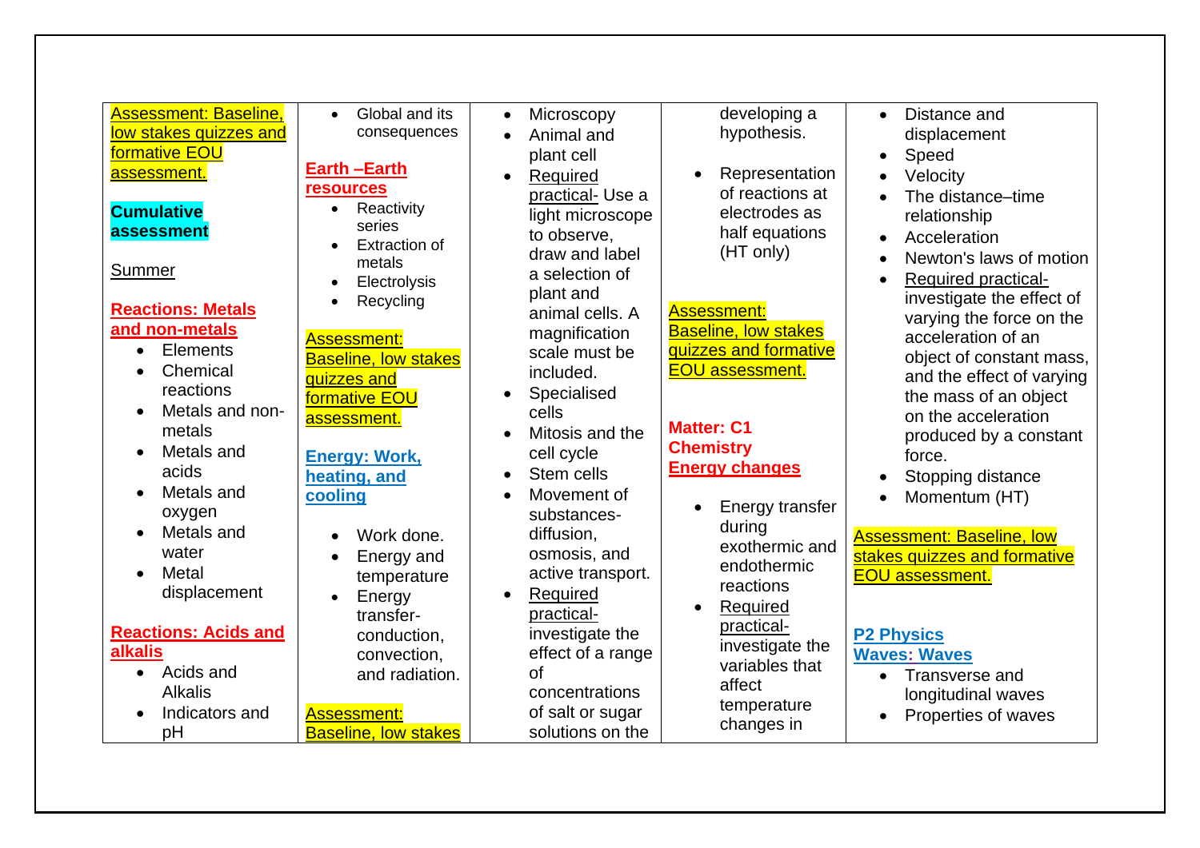| | | | | |
|---|---|---|---|---|
| **Assessment: Baseline, low stakes quizzes and formative EOU assessment.**<br><br>**Cumulative assessment**<br><br>Summer<br><br>**Reactions: Metals and non-metals**<br>• Elements<br>• Chemical reactions<br>• Metals and non-metals<br>• Metals and acids<br>• Metals and oxygen<br>• Metals and water<br>• Metal displacement<br><br>**Reactions: Acids and alkalis**<br>• Acids and Alkalis<br>• Indicators and pH | • Global and its consequences<br><br>**Earth –Earth resources**<br>• Reactivity series<br>• Extraction of metals<br>• Electrolysis<br>• Recycling<br><br>**Assessment: Baseline, low stakes quizzes and formative EOU assessment.**<br><br>**Energy: Work, heating, and cooling**<br>• Work done.<br>• Energy and temperature<br>• Energy transfer- conduction, convection, and radiation.<br><br>**Assessment: Baseline, low stakes** | • Microscopy<br>• Animal and plant cell<br>• Required practical- Use a light microscope to observe, draw and label a selection of plant and animal cells. A magnification scale must be included.<br>• Specialised cells<br>• Mitosis and the cell cycle<br>• Stem cells<br>• Movement of substances- diffusion, osmosis, and active transport.<br>• Required practical- investigate the effect of a range of concentrations of salt or sugar solutions on the | developing a hypothesis.<br><br>• Representation of reactions at electrodes as half equations (HT only)<br><br>**Assessment: Baseline, low stakes quizzes and formative EOU assessment.**<br><br>**Matter: C1 Chemistry**<br>**Energy changes**<br>• Energy transfer during exothermic and endothermic reactions<br>• Required practical- investigate the variables that affect temperature changes in | • Distance and displacement<br>• Speed<br>• Velocity<br>• The distance–time relationship<br>• Acceleration<br>• Newton's laws of motion<br>• Required practical- investigate the effect of varying the force on the acceleration of an object of constant mass, and the effect of varying the mass of an object on the acceleration produced by a constant force.<br>• Stopping distance<br>• Momentum (HT)<br><br>**Assessment: Baseline, low stakes quizzes and formative EOU assessment.**<br><br>**P2 Physics**<br>**Waves: Waves**<br>• Transverse and longitudinal waves<br>• Properties of waves |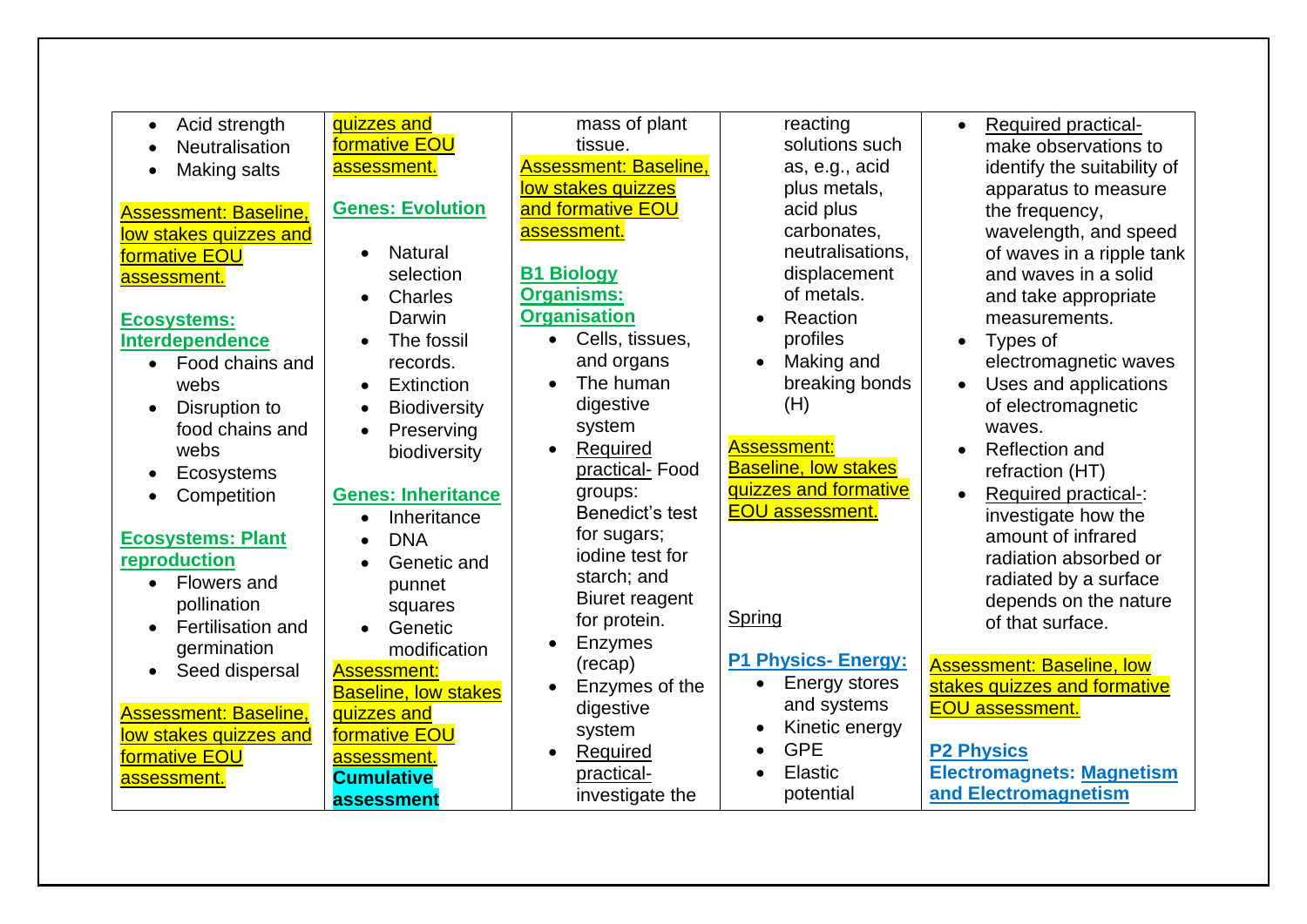| | | | | |
|---|---|---|---|---|
| • Acid strength<br>• Neutralisation<br>• Making salts<br><br>Assessment: Baseline, low stakes quizzes and formative EOU assessment.<br><br>**Ecosystems: Interdependence**<br>• Food chains and webs<br>• Disruption to food chains and webs<br>• Ecosystems<br>• Competition<br><br>**Ecosystems: Plant reproduction**<br>• Flowers and pollination<br>• Fertilisation and germination<br>• Seed dispersal<br><br>Assessment: Baseline, low stakes quizzes and formative EOU assessment. | quizzes and formative EOU assessment.<br><br>**Genes: Evolution**<br>• Natural selection<br>• Charles Darwin<br>• The fossil records.<br>• Extinction<br>• Biodiversity<br>• Preserving biodiversity<br><br>**Genes: Inheritance**<br>• Inheritance<br>• DNA<br>• Genetic and punnet squares<br>• Genetic modification<br><br>Assessment: Baseline, low stakes quizzes and formative EOU assessment.<br>**Cumulative assessment** | mass of plant tissue.<br>Assessment: Baseline, low stakes quizzes and formative EOU assessment.<br><br>**B1 Biology Organisms: Organisation**<br>• Cells, tissues, and organs<br>• The human digestive system<br>• Required practical- Food groups: Benedict's test for sugars; iodine test for starch; and Biuret reagent for protein.<br>• Enzymes (recap)<br>• Enzymes of the digestive system<br>• Required practical- investigate the | reacting solutions such as, e.g., acid plus metals, acid plus carbonates, neutralisations, displacement of metals.<br>• Reaction profiles<br>• Making and breaking bonds (H)<br><br>Assessment: Baseline, low stakes quizzes and formative EOU assessment.<br><br>Spring<br><br>**P1 Physics- Energy:**<br>• Energy stores and systems<br>• Kinetic energy<br>• GPE<br>• Elastic potential | • Required practical- make observations to identify the suitability of apparatus to measure the frequency, wavelength, and speed of waves in a ripple tank and waves in a solid and take appropriate measurements.<br>• Types of electromagnetic waves<br>• Uses and applications of electromagnetic waves.<br>• Reflection and refraction (HT)<br>• Required practical-: investigate how the amount of infrared radiation absorbed or radiated by a surface depends on the nature of that surface.<br><br>Assessment: Baseline, low stakes quizzes and formative EOU assessment.<br><br>**P2 Physics Electromagnets: Magnetism and Electromagnetism** |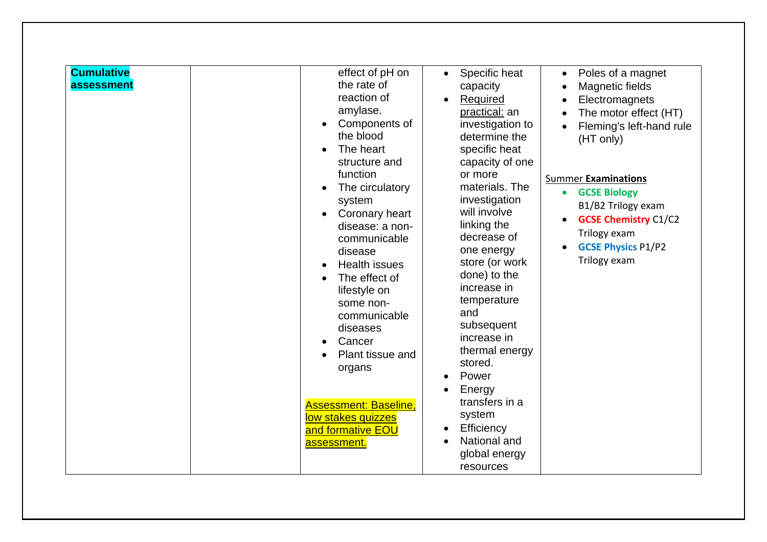| Cumulative assessment | | effect of pH on the rate of reaction of amylase.<br>• Components of the blood<br>• The heart structure and function<br>• The circulatory system<br>• Coronary heart disease: a non-communicable disease<br>• Health issues<br>• The effect of lifestyle on some non-communicable diseases<br>• Cancer<br>• Plant tissue and organs<br><br>Assessment: Baseline, low stakes quizzes and formative EOU assessment. | • Specific heat capacity<br>• Required practical: an investigation to determine the specific heat capacity of one or more materials. The investigation will involve linking the decrease of one energy store (or work done) to the increase in temperature and subsequent increase in thermal energy stored.<br>• Power<br>• Energy transfers in a system<br>• Efficiency<br>• National and global energy resources | • Poles of a magnet<br>• Magnetic fields<br>• Electromagnets<br>• The motor effect (HT)<br>• Fleming's left-hand rule (HT only)<br><br>Summer **Examinations**<br>• **GCSE Biology** B1/B2 Trilogy exam<br>• **GCSE Chemistry** C1/C2 Trilogy exam<br>• **GCSE Physics** P1/P2 Trilogy exam |
|---|---|---|---|---|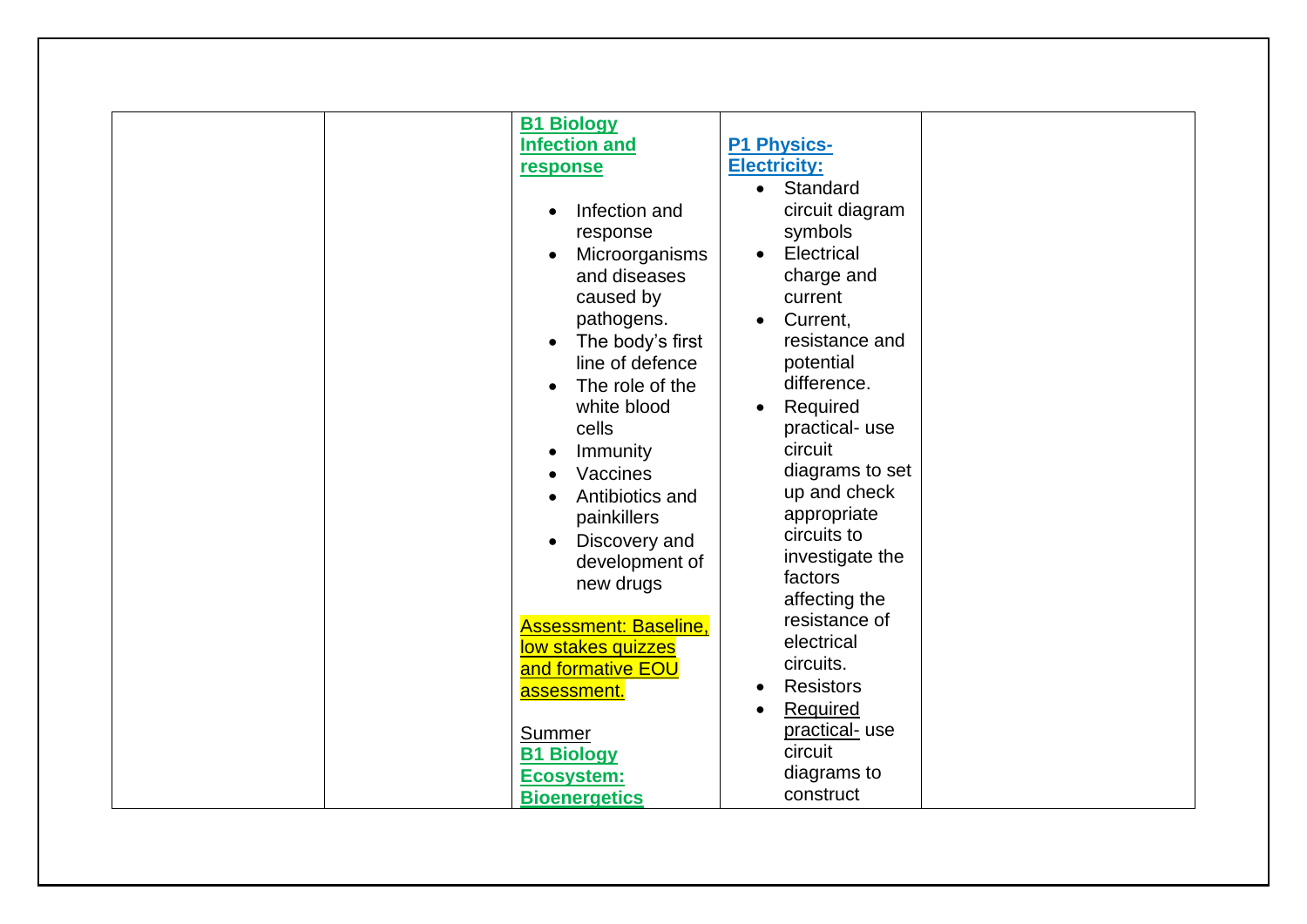| | | | | |
|---|---|---|---|---|
| | | **B1 Biology Infection and response**<br><br>• Infection and response<br>• Microorganisms and diseases caused by pathogens.<br>• The body's first line of defence<br>• The role of the white blood cells<br>• Immunity<br>• Vaccines<br>• Antibiotics and painkillers<br>• Discovery and development of new drugs<br><br>Assessment: Baseline, low stakes quizzes and formative EOU assessment.<br><br>Summer<br>**B1 Biology Ecosystem: Bioenergetics** | **P1 Physics- Electricity:**<br>• Standard circuit diagram symbols<br>• Electrical charge and current<br>• Current, resistance and potential difference.<br>• Required practical- use circuit diagrams to set up and check appropriate circuits to investigate the factors affecting the resistance of electrical circuits.<br>• Resistors<br>• Required practical- use circuit diagrams to construct | |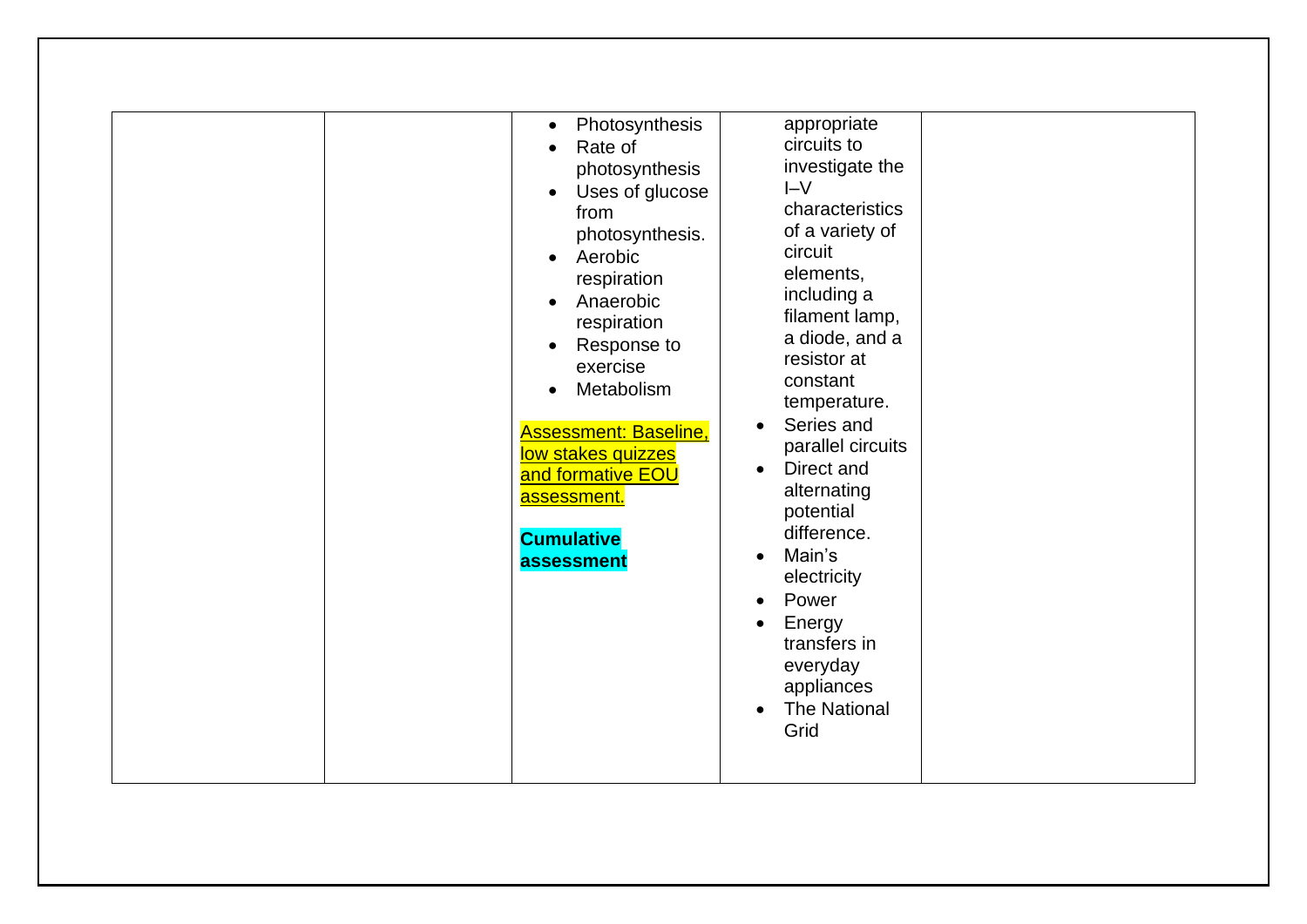| | | | | |
|---|---|---|---|---|
| | | <ul><li>Photosynthesis</li><li>Rate of photosynthesis</li><li>Uses of glucose from photosynthesis.</li><li>Aerobic respiration</li><li>Anaerobic respiration</li><li>Response to exercise</li><li>Metabolism</li></ul><br>Assessment: Baseline, low stakes quizzes and formative EOU assessment.<br><br>**Cumulative assessment** | appropriate circuits to investigate the I–V characteristics of a variety of circuit elements, including a filament lamp, a diode, and a resistor at constant temperature.<ul><li>Series and parallel circuits</li><li>Direct and alternating potential difference.</li><li>Main's electricity</li><li>Power</li><li>Energy transfers in everyday appliances</li><li>The National Grid</li></ul> | |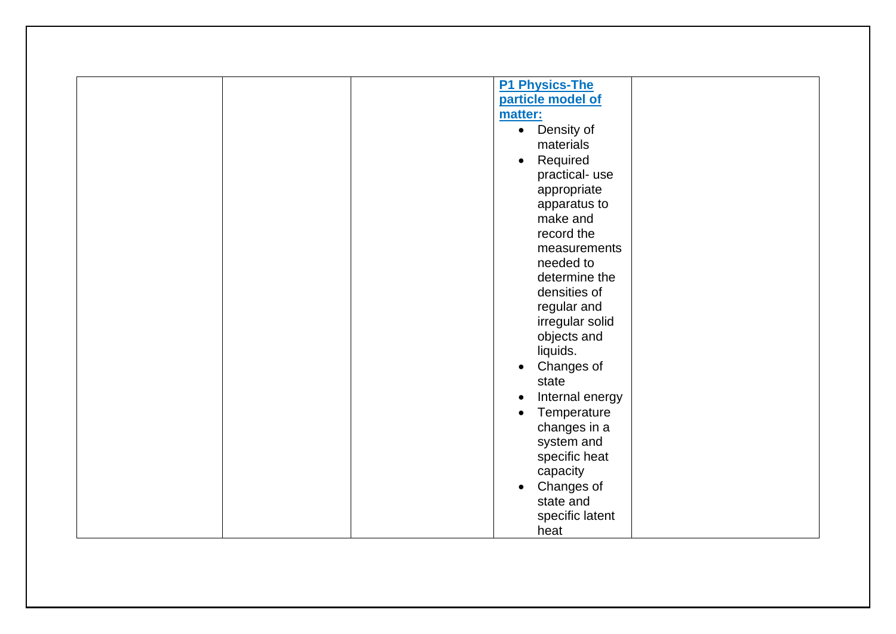| | | | | |
|---|---|---|---|---|
| | | | **P1 Physics-The particle model of matter:**<br>• Density of materials<br>• Required practical- use appropriate apparatus to make and record the measurements needed to determine the densities of regular and irregular solid objects and liquids.<br>• Changes of state<br>• Internal energy<br>• Temperature changes in a system and specific heat capacity<br>• Changes of state and specific latent heat | |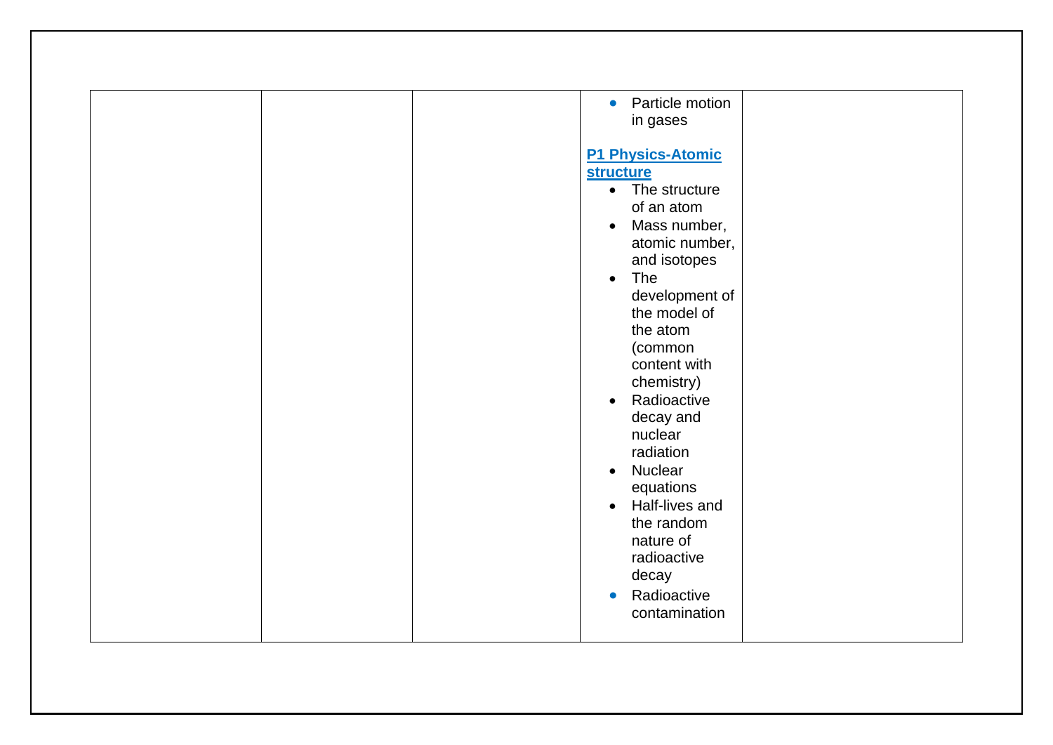|  |  |  | <ul><li>Particle motion in gases</li></ul> **P1 Physics-Atomic structure** <ul><li>The structure of an atom</li><li>Mass number, atomic number, and isotopes</li><li>The development of the model of the atom (common content with chemistry)</li><li>Radioactive decay and nuclear radiation</li><li>Nuclear equations</li><li>Half-lives and the random nature of radioactive decay</li><li>Radioactive contamination</li></ul> |  |
|---|---|---|---|---|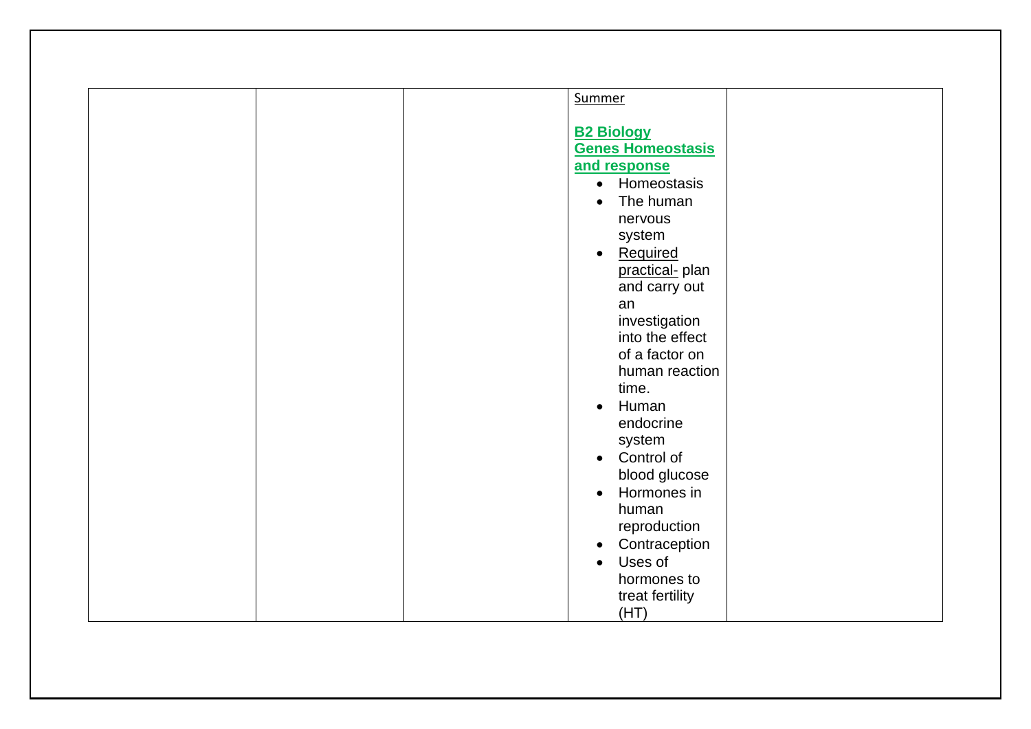|  |  |  | Summer<br><br>**B2 Biology Genes Homeostasis and response**<br>• Homeostasis<br>• The human nervous system<br>• Required practical- plan and carry out an investigation into the effect of a factor on human reaction time.<br>• Human endocrine system<br>• Control of blood glucose<br>• Hormones in human reproduction<br>• Contraception<br>• Uses of hormones to treat fertility (HT) |  |
|---|---|---|---|---|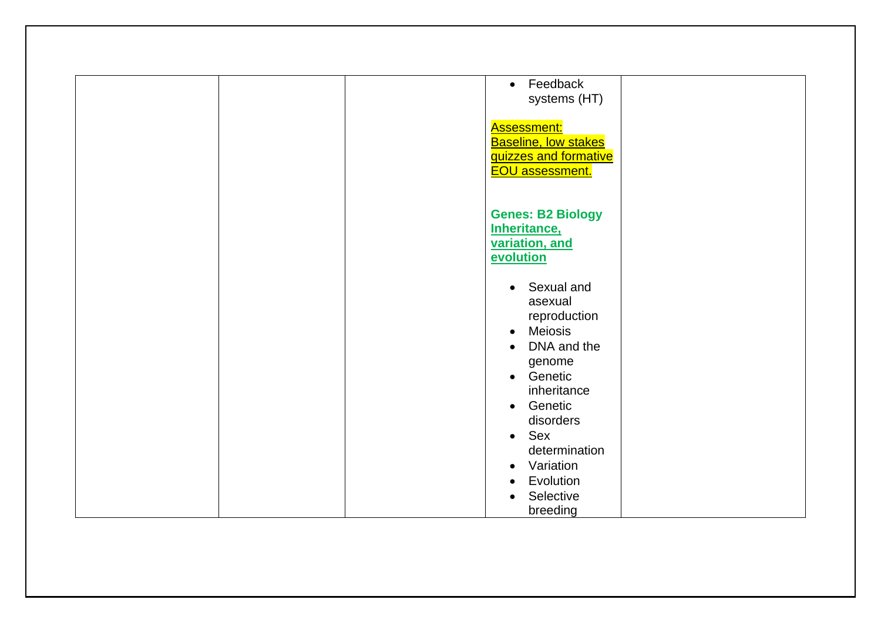|  |  |  | <ul><li>Feedback systems (HT)</li></ul><br>Assessment: Baseline, low stakes quizzes and formative EOU assessment.<br><br>**Genes: B2 Biology Inheritance, variation, and evolution**<br><br><ul><li>Sexual and asexual reproduction</li><li>Meiosis</li><li>DNA and the genome</li><li>Genetic inheritance</li><li>Genetic disorders</li><li>Sex determination</li><li>Variation</li><li>Evolution</li><li>Selective breeding</li></ul> |  |
|---|---|---|---|---|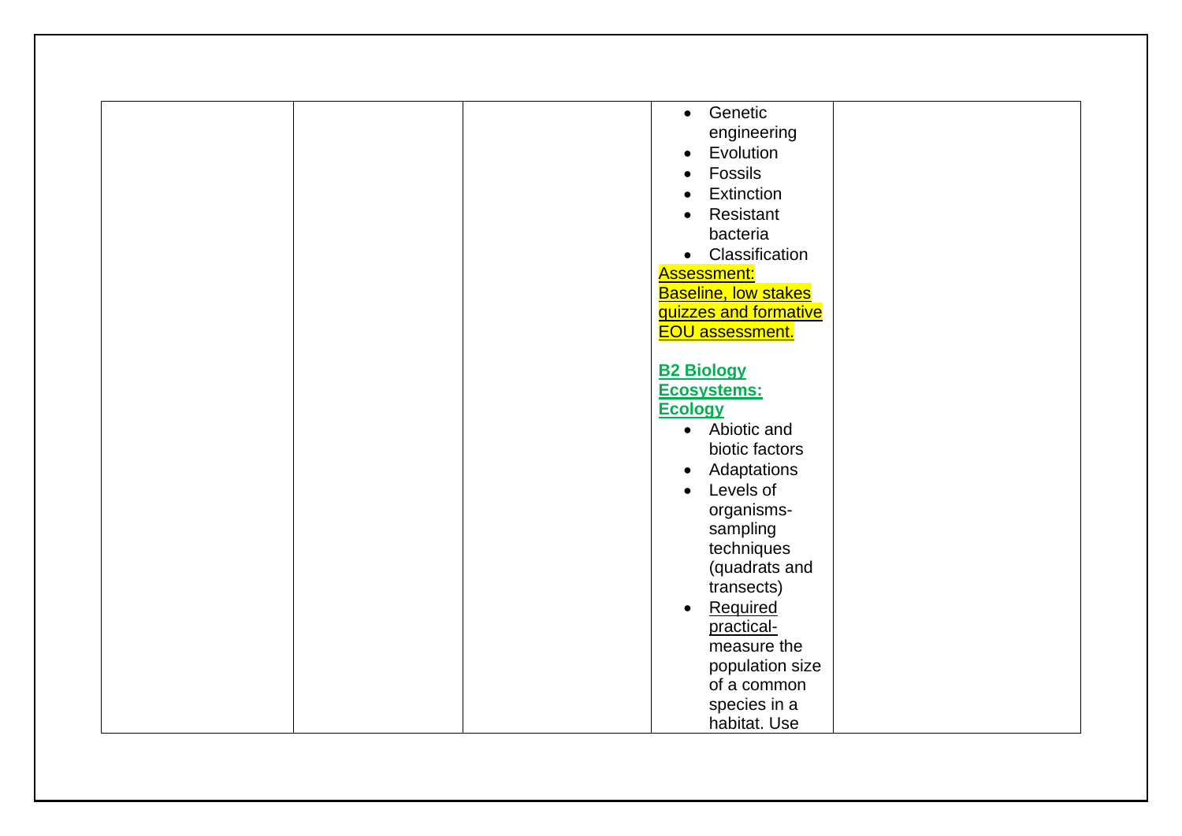| | | | | |
|---|---|---|---|---|
| | | | <ul><li>Genetic engineering</li><li>Evolution</li><li>Fossils</li><li>Extinction</li><li>Resistant bacteria</li><li>Classification</li></ul>Assessment: Baseline, low stakes quizzes and formative EOU assessment.<br><br>**B2 Biology Ecosystems: Ecology**<ul><li>Abiotic and biotic factors</li><li>Adaptations</li><li>Levels of organisms- sampling techniques (quadrats and transects)</li><li>Required practical- measure the population size of a common species in a habitat. Use</li></ul> | |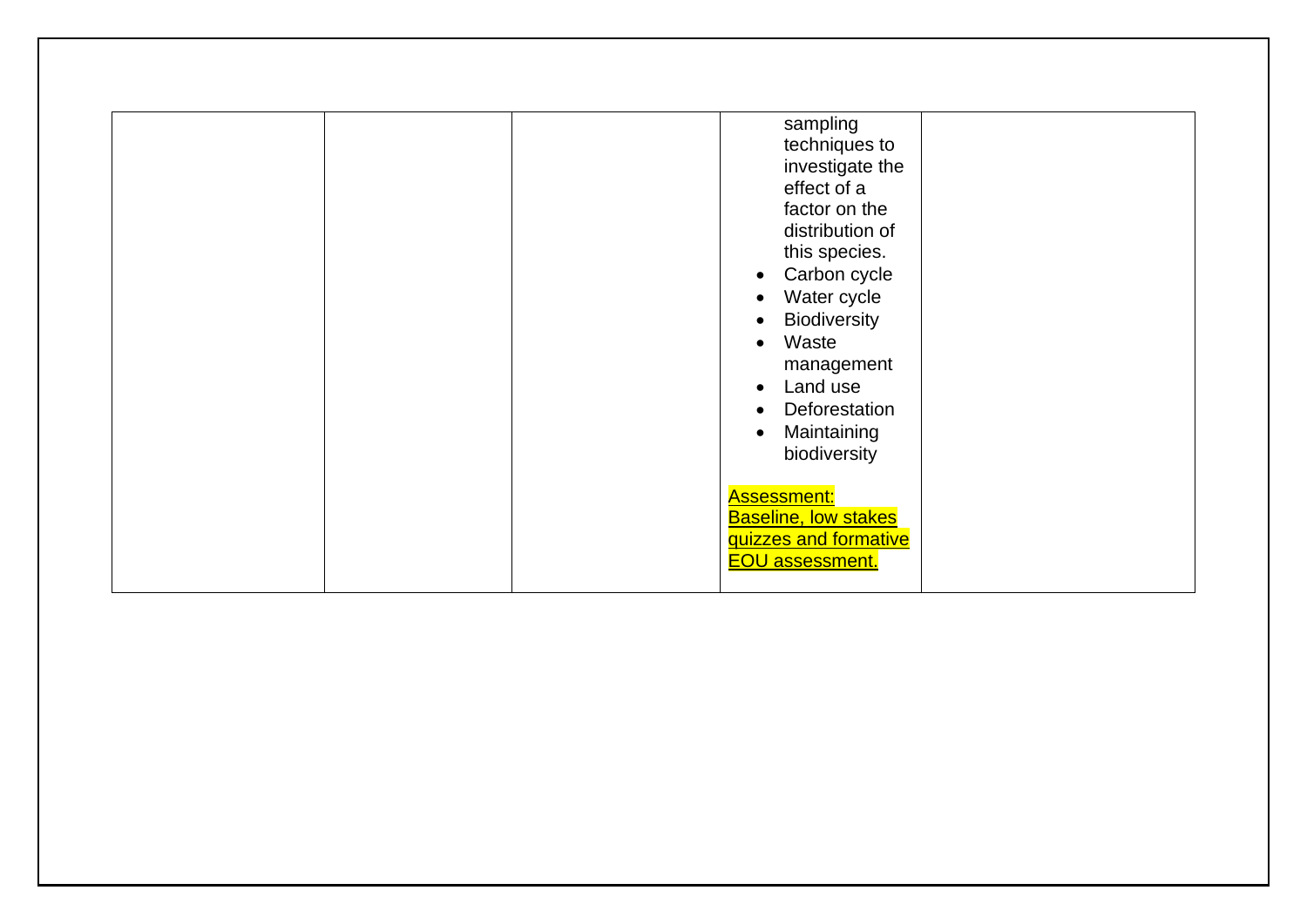| | | | | |
|---|---|---|---|---|
| | | | sampling techniques to investigate the effect of a factor on the distribution of this species.<br>• Carbon cycle<br>• Water cycle<br>• Biodiversity<br>• Waste management<br>• Land use<br>• Deforestation<br>• Maintaining biodiversity<br><br>Assessment: Baseline, low stakes quizzes and formative EOU assessment. | |